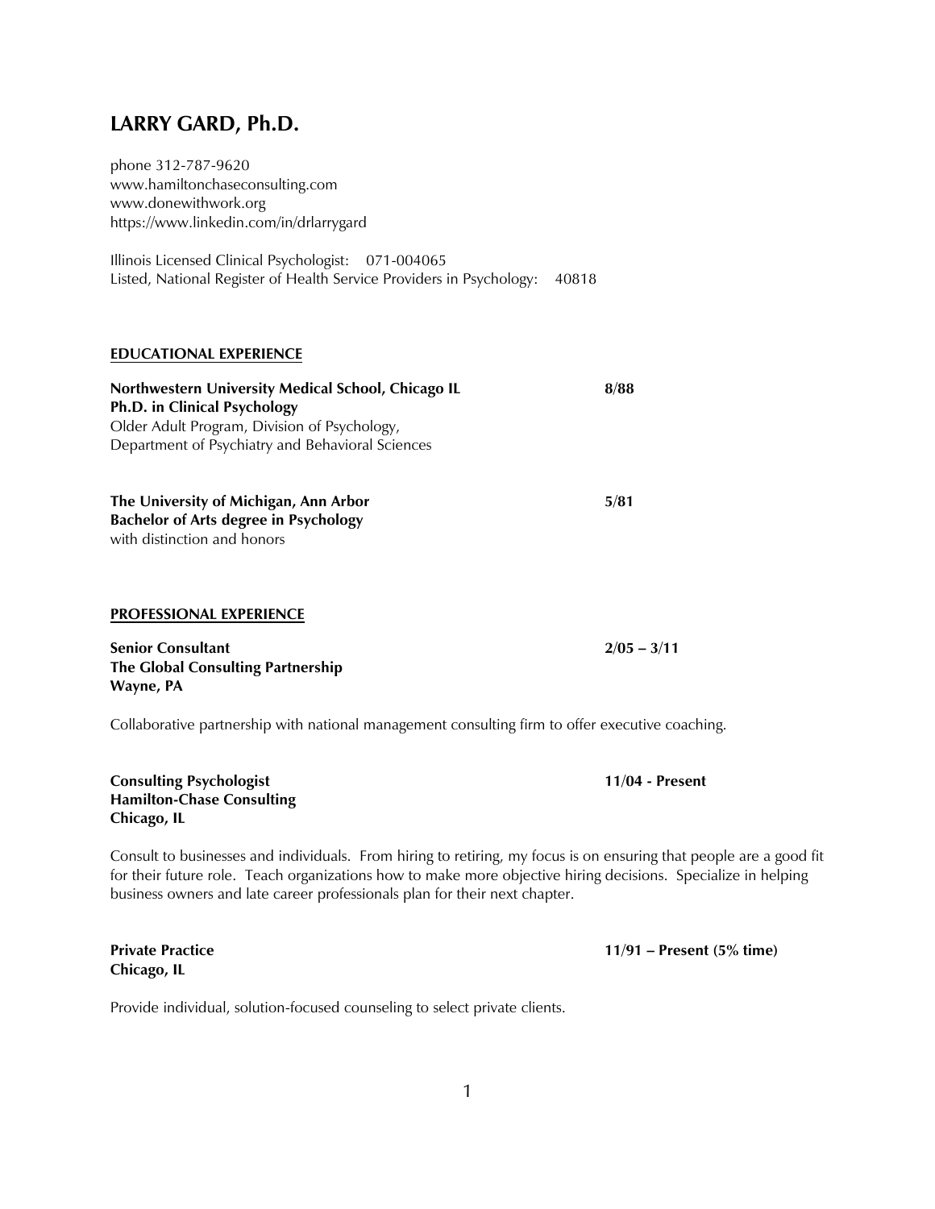# LARRY GARD, Ph.D.

phone 312-787-9620
www.hamiltonchaseconsulting.com
www.donewithwork.org
https://www.linkedin.com/in/drlarrygard

Illinois Licensed Clinical Psychologist: 071-004065
Listed, National Register of Health Service Providers in Psychology: 40818

## EDUCATIONAL EXPERIENCE

**Northwestern University Medical School, Chicago IL** **8/88**
**Ph.D. in Clinical Psychology**
Older Adult Program, Division of Psychology,
Department of Psychiatry and Behavioral Sciences

**The University of Michigan, Ann Arbor** **5/81**
**Bachelor of Arts degree in Psychology**
with distinction and honors

## PROFESSIONAL EXPERIENCE

**Senior Consultant** **2/05 – 3/11**
**The Global Consulting Partnership**
**Wayne, PA**

Collaborative partnership with national management consulting firm to offer executive coaching.

**Consulting Psychologist** **11/04 - Present**
**Hamilton-Chase Consulting**
**Chicago, IL**

Consult to businesses and individuals. From hiring to retiring, my focus is on ensuring that people are a good fit for their future role. Teach organizations how to make more objective hiring decisions. Specialize in helping business owners and late career professionals plan for their next chapter.

**Private Practice** **11/91 – Present (5% time)**
**Chicago, IL**

Provide individual, solution-focused counseling to select private clients.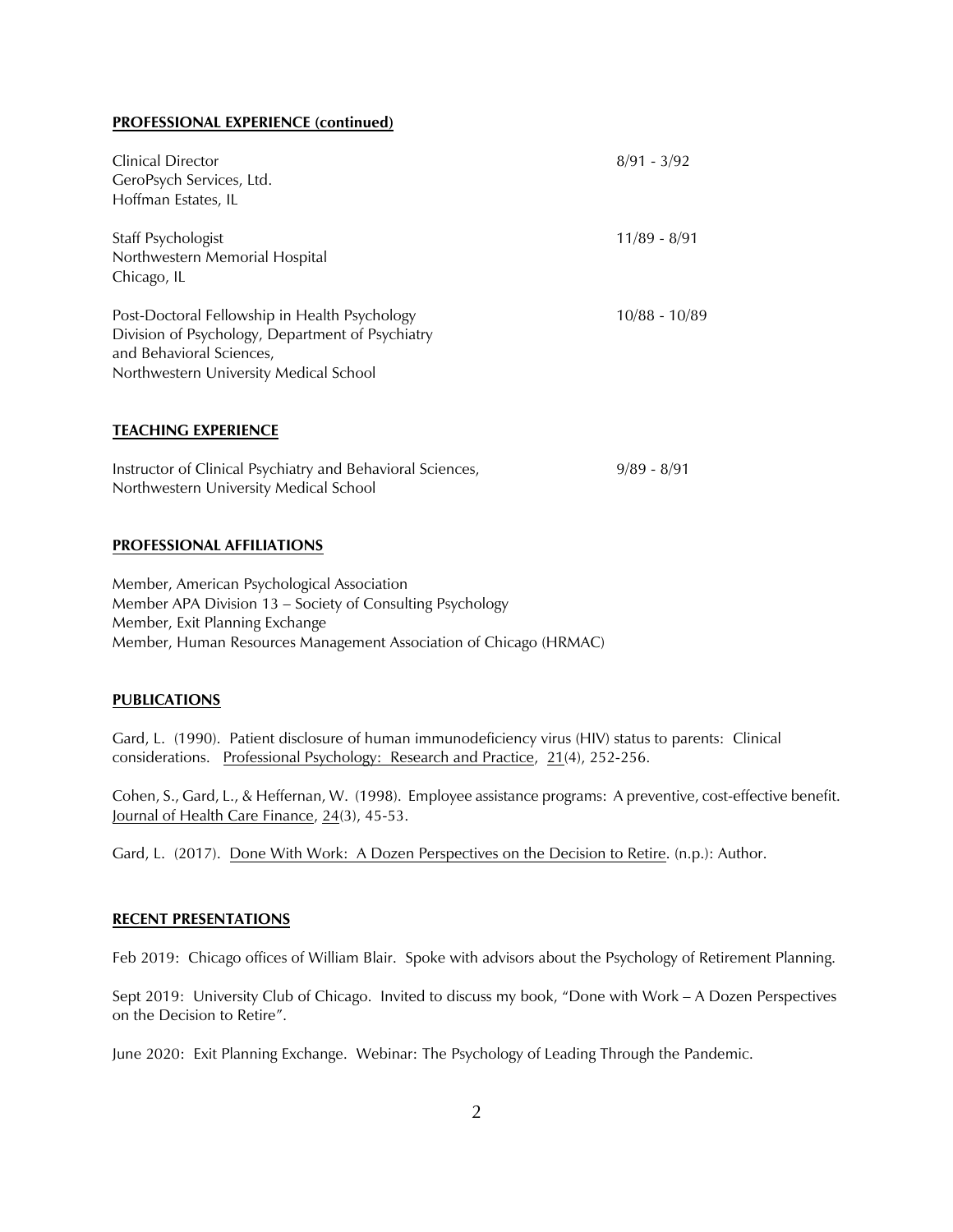## PROFESSIONAL EXPERIENCE (continued)

Clinical Director — 8/91 - 3/92
GeroPsych Services, Ltd.
Hoffman Estates, IL

Staff Psychologist — 11/89 - 8/91
Northwestern Memorial Hospital
Chicago, IL

Post-Doctoral Fellowship in Health Psychology — 10/88 - 10/89
Division of Psychology, Department of Psychiatry
and Behavioral Sciences,
Northwestern University Medical School

## TEACHING EXPERIENCE

Instructor of Clinical Psychiatry and Behavioral Sciences, — 9/89 - 8/91
Northwestern University Medical School

## PROFESSIONAL AFFILIATIONS

Member, American Psychological Association
Member APA Division 13 – Society of Consulting Psychology
Member, Exit Planning Exchange
Member, Human Resources Management Association of Chicago (HRMAC)

## PUBLICATIONS

Gard, L. (1990). Patient disclosure of human immunodeficiency virus (HIV) status to parents: Clinical considerations. Professional Psychology: Research and Practice, 21(4), 252-256.

Cohen, S., Gard, L., & Heffernan, W. (1998). Employee assistance programs: A preventive, cost-effective benefit. Journal of Health Care Finance, 24(3), 45-53.

Gard, L. (2017). Done With Work: A Dozen Perspectives on the Decision to Retire. (n.p.): Author.

## RECENT PRESENTATIONS

Feb 2019: Chicago offices of William Blair. Spoke with advisors about the Psychology of Retirement Planning.

Sept 2019: University Club of Chicago. Invited to discuss my book, "Done with Work – A Dozen Perspectives on the Decision to Retire".

June 2020: Exit Planning Exchange. Webinar: The Psychology of Leading Through the Pandemic.